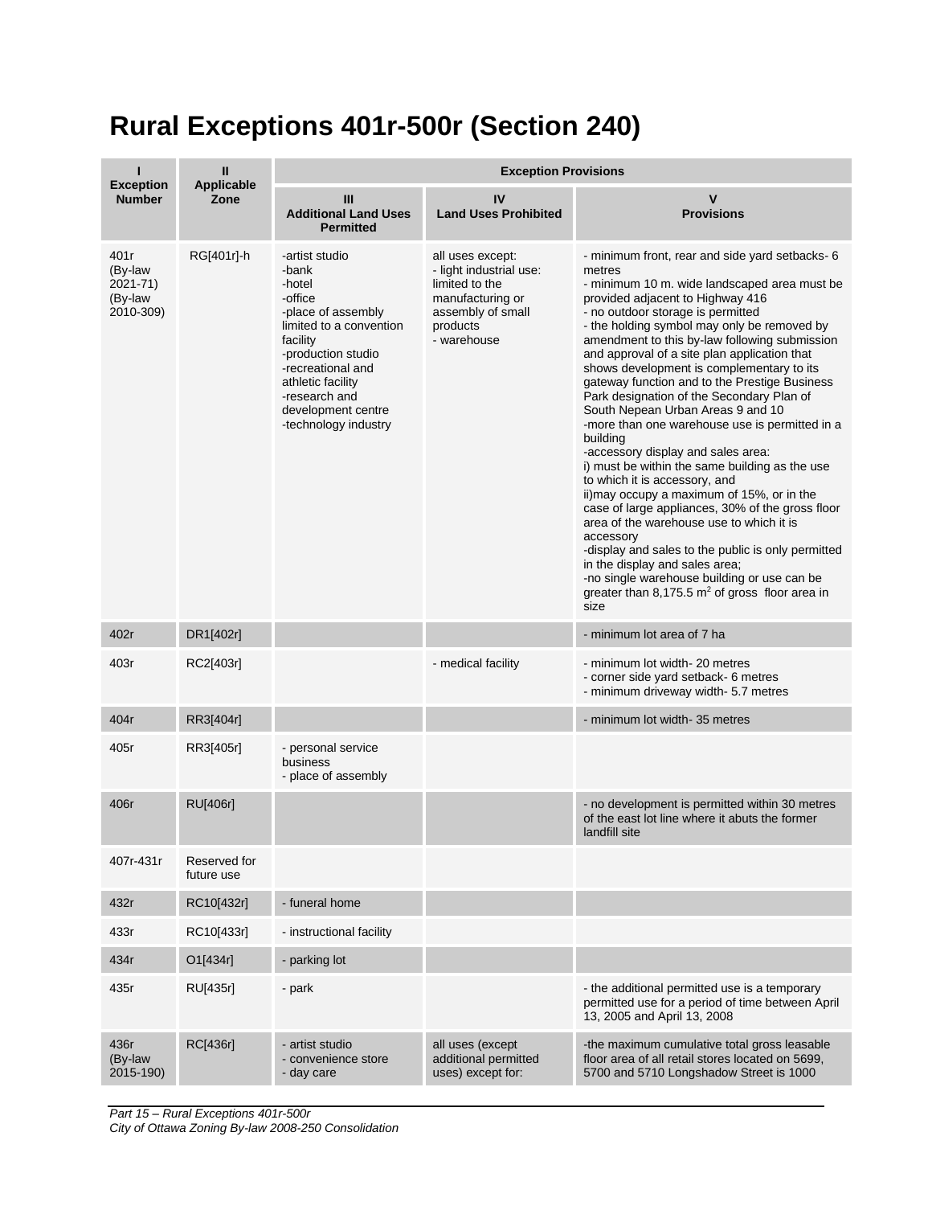# Rural Exceptions 401r-500r (Section 240)

| I<br>Exception Number | II<br>Applicable Zone | Exception Provisions | | |
|---|---|---|---|---|
| | | III<br>Additional Land Uses Permitted | IV<br>Land Uses Prohibited | V<br>Provisions |
| 401r<br>(By-law 2021-71)<br>(By-law 2010-309) | RG[401r]-h | -artist studio<br>-bank<br>-hotel<br>-office<br>-place of assembly limited to a convention facility<br>-production studio<br>-recreational and athletic facility<br>-research and development centre<br>-technology industry | all uses except:<br>- light industrial use: limited to the manufacturing or assembly of small products<br>- warehouse | - minimum front, rear and side yard setbacks- 6 metres<br>- minimum 10 m. wide landscaped area must be provided adjacent to Highway 416<br>- no outdoor storage is permitted<br>- the holding symbol may only be removed by amendment to this by-law following submission and approval of a site plan application that shows development is complementary to its gateway function and to the Prestige Business Park designation of the Secondary Plan of South Nepean Urban Areas 9 and 10<br>-more than one warehouse use is permitted in a building<br>-accessory display and sales area:<br>i) must be within the same building as the use to which it is accessory, and<br>ii)may occupy a maximum of 15%, or in the case of large appliances, 30% of the gross floor area of the warehouse use to which it is accessory<br>-display and sales to the public is only permitted in the display and sales area;<br>-no single warehouse building or use can be greater than 8,175.5 m$^2$ of gross floor area in size |
| 402r | DR1[402r] | | | - minimum lot area of 7 ha |
| 403r | RC2[403r] | | - medical facility | - minimum lot width- 20 metres<br>- corner side yard setback- 6 metres<br>- minimum driveway width- 5.7 metres |
| 404r | RR3[404r] | | | - minimum lot width- 35 metres |
| 405r | RR3[405r] | - personal service business<br>- place of assembly | | |
| 406r | RU[406r] | | | - no development is permitted within 30 metres of the east lot line where it abuts the former landfill site |
| 407r-431r | Reserved for future use | | | |
| 432r | RC10[432r] | - funeral home | | |
| 433r | RC10[433r] | - instructional facility | | |
| 434r | O1[434r] | - parking lot | | |
| 435r | RU[435r] | - park | | - the additional permitted use is a temporary permitted use for a period of time between April 13, 2005 and April 13, 2008 |
| 436r<br>(By-law 2015-190) | RC[436r] | - artist studio<br>- convenience store<br>- day care | all uses (except additional permitted uses) except for: | -the maximum cumulative total gross leasable floor area of all retail stores located on 5699, 5700 and 5710 Longshadow Street is 1000 |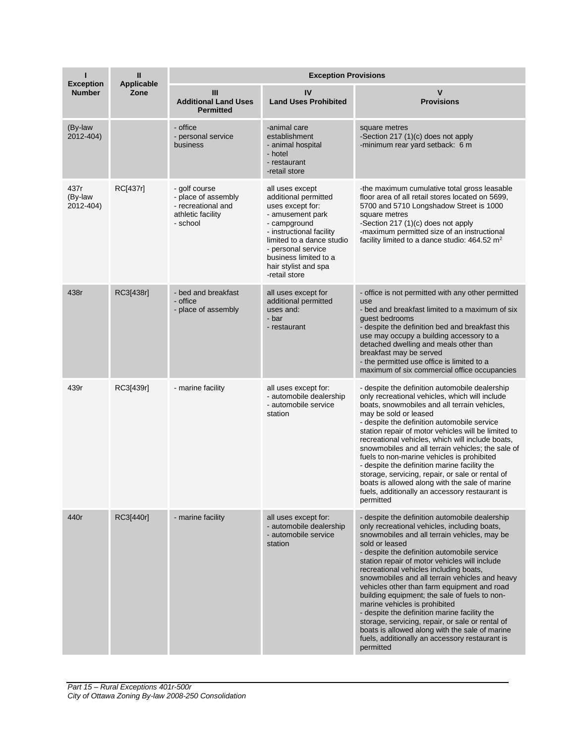| I<br>Exception Number | II<br>Applicable Zone | Exception Provisions | | |
|---|---|---|---|---|
| | | III<br>Additional Land Uses Permitted | IV<br>Land Uses Prohibited | V<br>Provisions |
| (By-law 2012-404) | | - office<br>- personal service business | -animal care establishment<br>- animal hospital<br>- hotel<br>- restaurant<br>-retail store | square metres<br>-Section 217 (1)(c) does not apply<br>-minimum rear yard setback: 6 m |
| 437r<br>(By-law 2012-404) | RC[437r] | - golf course<br>- place of assembly<br>- recreational and athletic facility<br>- school | all uses except additional permitted uses except for:<br>- amusement park<br>- campground<br>- instructional facility limited to a dance studio<br>- personal service business limited to a hair stylist and spa<br>-retail store | -the maximum cumulative total gross leasable floor area of all retail stores located on 5699, 5700 and 5710 Longshadow Street is 1000 square metres<br>-Section 217 (1)(c) does not apply<br>-maximum permitted size of an instructional facility limited to a dance studio: 464.52 m² |
| 438r | RC3[438r] | - bed and breakfast<br>- office<br>- place of assembly | all uses except for additional permitted uses and:<br>- bar<br>- restaurant | - office is not permitted with any other permitted use<br>- bed and breakfast limited to a maximum of six guest bedrooms<br>- despite the definition bed and breakfast this use may occupy a building accessory to a detached dwelling and meals other than breakfast may be served<br>- the permitted use office is limited to a maximum of six commercial office occupancies |
| 439r | RC3[439r] | - marine facility | all uses except for:<br>- automobile dealership<br>- automobile service station | - despite the definition automobile dealership only recreational vehicles, which will include boats, snowmobiles and all terrain vehicles, may be sold or leased<br>- despite the definition automobile service station repair of motor vehicles will be limited to recreational vehicles, which will include boats, snowmobiles and all terrain vehicles; the sale of fuels to non-marine vehicles is prohibited<br>- despite the definition marine facility the storage, servicing, repair, or sale or rental of boats is allowed along with the sale of marine fuels, additionally an accessory restaurant is permitted |
| 440r | RC3[440r] | - marine facility | all uses except for:<br>- automobile dealership<br>- automobile service station | - despite the definition automobile dealership only recreational vehicles, including boats, snowmobiles and all terrain vehicles, may be sold or leased<br>- despite the definition automobile service station repair of motor vehicles will include recreational vehicles including boats, snowmobiles and all terrain vehicles and heavy vehicles other than farm equipment and road building equipment; the sale of fuels to non-marine vehicles is prohibited<br>- despite the definition marine facility the storage, servicing, repair, or sale or rental of boats is allowed along with the sale of marine fuels, additionally an accessory restaurant is permitted |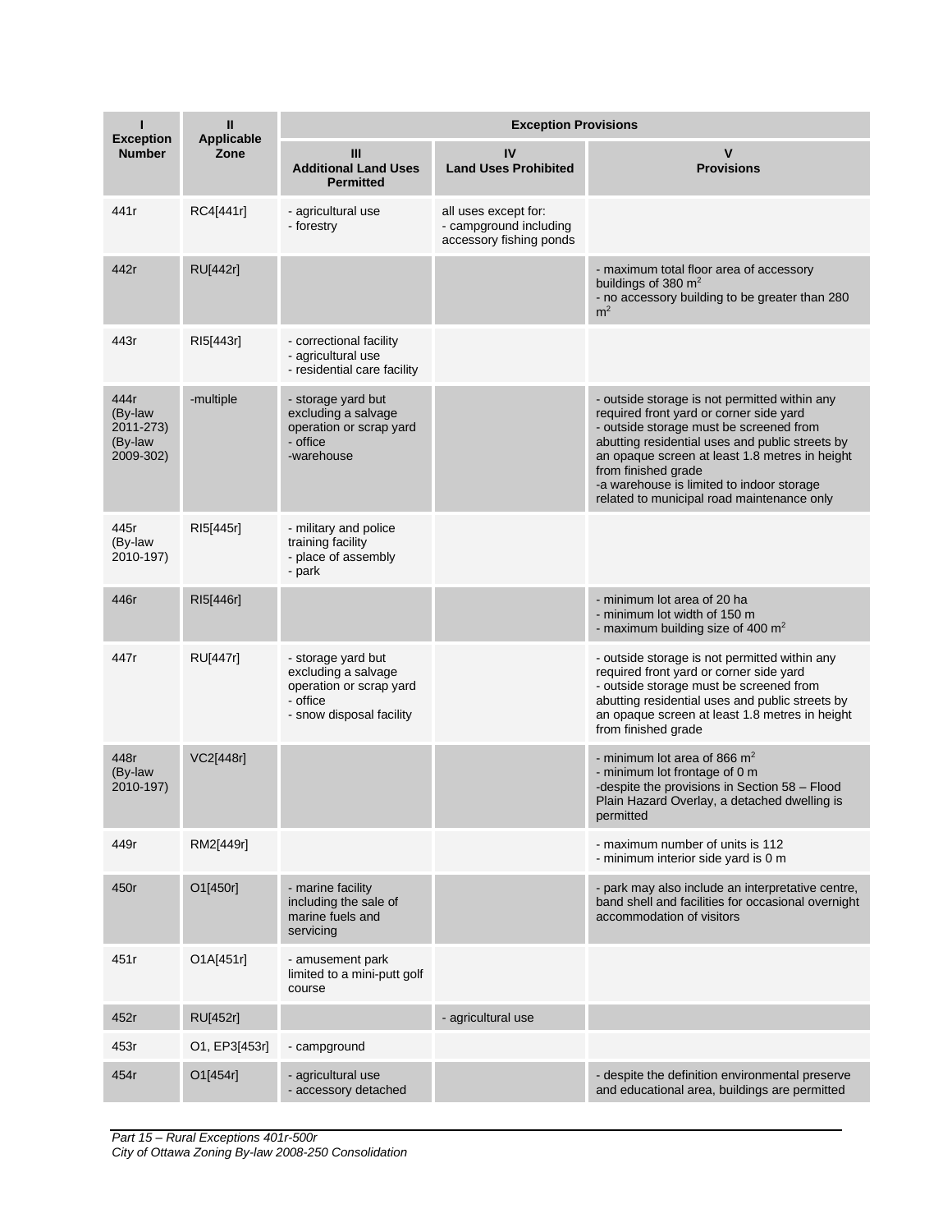| I<br>Exception Number | II<br>Applicable Zone | Exception Provisions | | |
|---|---|---|---|---|
| | | III<br>Additional Land Uses Permitted | IV<br>Land Uses Prohibited | V<br>Provisions |
| 441r | RC4[441r] | - agricultural use<br>- forestry | all uses except for:<br>- campground including accessory fishing ponds | |
| 442r | RU[442r] | | | - maximum total floor area of accessory buildings of 380 $m^2$<br>- no accessory building to be greater than 280 $m^2$ |
| 443r | RI5[443r] | - correctional facility<br>- agricultural use<br>- residential care facility | | |
| 444r (By-law 2011-273) (By-law 2009-302) | -multiple | - storage yard but excluding a salvage operation or scrap yard<br>- office<br>-warehouse | | - outside storage is not permitted within any required front yard or corner side yard<br>- outside storage must be screened from abutting residential uses and public streets by an opaque screen at least 1.8 metres in height from finished grade<br>-a warehouse is limited to indoor storage related to municipal road maintenance only |
| 445r (By-law 2010-197) | RI5[445r] | - military and police training facility<br>- place of assembly<br>- park | | |
| 446r | RI5[446r] | | | - minimum lot area of 20 ha<br>- minimum lot width of 150 m<br>- maximum building size of 400 $m^2$ |
| 447r | RU[447r] | - storage yard but excluding a salvage operation or scrap yard<br>- office<br>- snow disposal facility | | - outside storage is not permitted within any required front yard or corner side yard<br>- outside storage must be screened from abutting residential uses and public streets by an opaque screen at least 1.8 metres in height from finished grade |
| 448r (By-law 2010-197) | VC2[448r] | | | - minimum lot area of 866 $m^2$<br>- minimum lot frontage of 0 m<br>-despite the provisions in Section 58 – Flood Plain Hazard Overlay, a detached dwelling is permitted |
| 449r | RM2[449r] | | | - maximum number of units is 112<br>- minimum interior side yard is 0 m |
| 450r | O1[450r] | - marine facility including the sale of marine fuels and servicing | | - park may also include an interpretative centre, band shell and facilities for occasional overnight accommodation of visitors |
| 451r | O1A[451r] | - amusement park limited to a mini-putt golf course | | |
| 452r | RU[452r] | | - agricultural use | |
| 453r | O1, EP3[453r] | - campground | | |
| 454r | O1[454r] | - agricultural use<br>- accessory detached | | - despite the definition environmental preserve and educational area, buildings are permitted |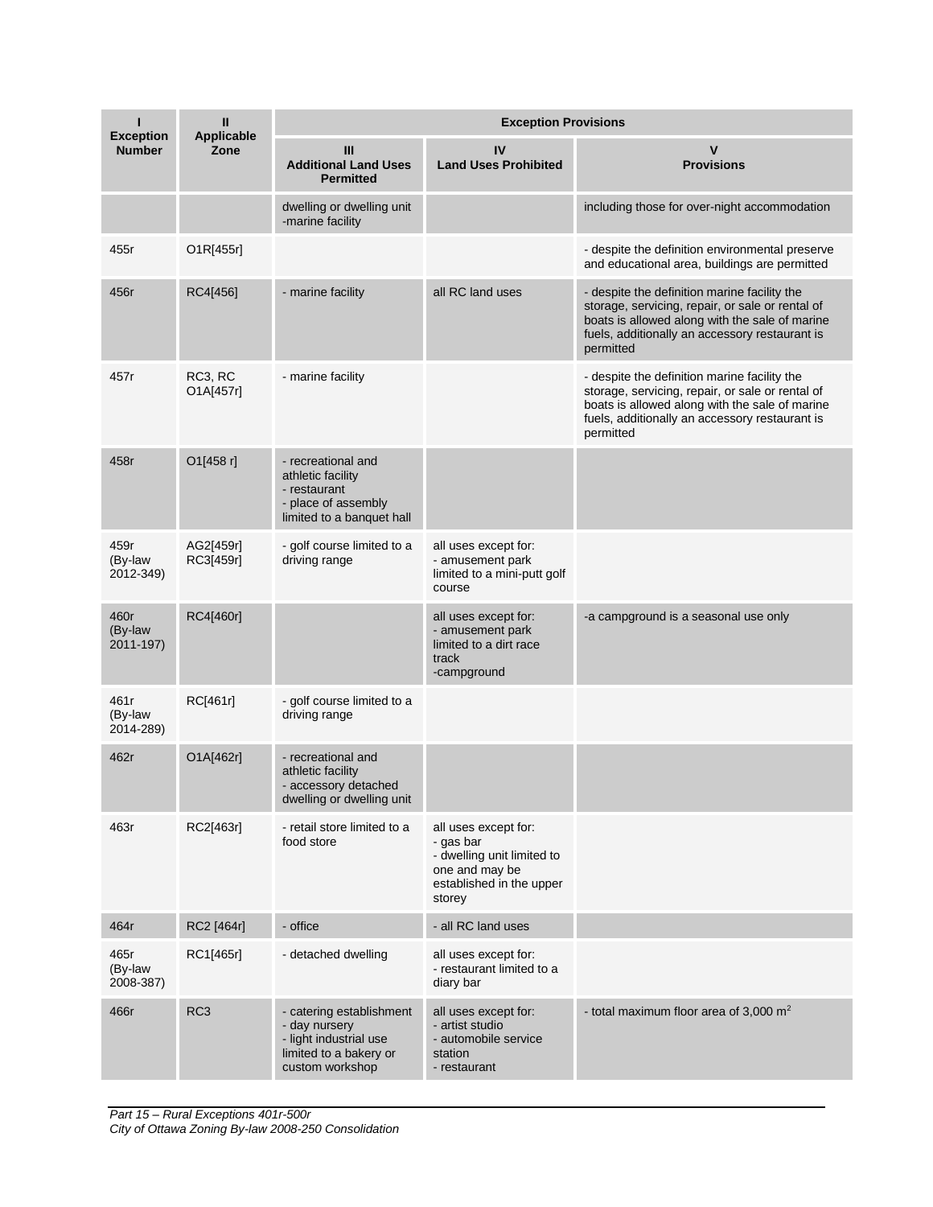| I<br>Exception Number | II<br>Applicable Zone | Exception Provisions | | |
|---|---|---|---|---|
| | | III<br>Additional Land Uses Permitted | IV<br>Land Uses Prohibited | V<br>Provisions |
| | | dwelling or dwelling unit<br>-marine facility | | including those for over-night accommodation |
| 455r | O1R[455r] | | | - despite the definition environmental preserve and educational area, buildings are permitted |
| 456r | RC4[456] | - marine facility | all RC land uses | - despite the definition marine facility the storage, servicing, repair, or sale or rental of boats is allowed along with the sale of marine fuels, additionally an accessory restaurant is permitted |
| 457r | RC3, RC O1A[457r] | - marine facility | | - despite the definition marine facility the storage, servicing, repair, or sale or rental of boats is allowed along with the sale of marine fuels, additionally an accessory restaurant is permitted |
| 458r | O1[458 r] | - recreational and athletic facility<br>- restaurant<br>- place of assembly limited to a banquet hall | | |
| 459r (By-law 2012-349) | AG2[459r] RC3[459r] | - golf course limited to a driving range | all uses except for:<br>- amusement park limited to a mini-putt golf course | |
| 460r (By-law 2011-197) | RC4[460r] | | all uses except for:<br>- amusement park limited to a dirt race track<br>-campground | -a campground is a seasonal use only |
| 461r (By-law 2014-289) | RC[461r] | - golf course limited to a driving range | | |
| 462r | O1A[462r] | - recreational and athletic facility<br>- accessory detached dwelling or dwelling unit | | |
| 463r | RC2[463r] | - retail store limited to a food store | all uses except for:<br>- gas bar<br>- dwelling unit limited to one and may be established in the upper storey | |
| 464r | RC2 [464r] | - office | - all RC land uses | |
| 465r (By-law 2008-387) | RC1[465r] | - detached dwelling | all uses except for:<br>- restaurant limited to a diary bar | |
| 466r | RC3 | - catering establishment<br>- day nursery<br>- light industrial use limited to a bakery or custom workshop | all uses except for:<br>- artist studio<br>- automobile service station<br>- restaurant | - total maximum floor area of 3,000 $m^2$ |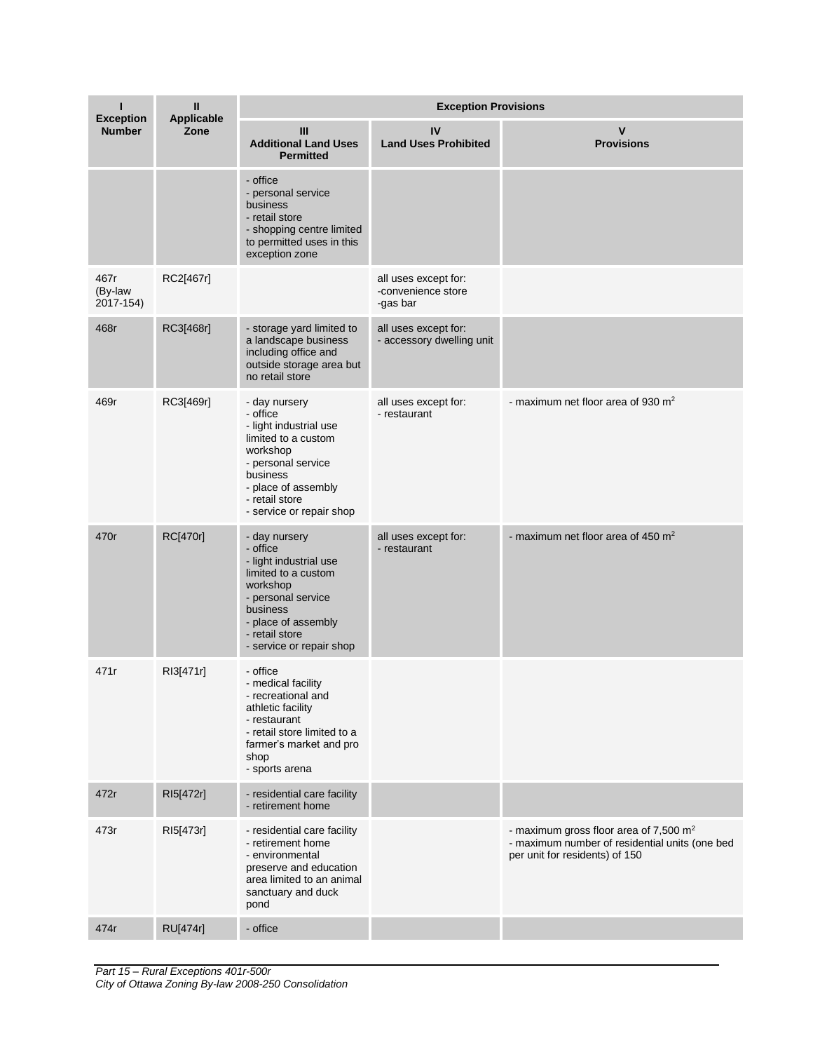| I Exception Number | II Applicable Zone | Exception Provisions | | |
|---|---|---|---|---|
| | | III Additional Land Uses Permitted | IV Land Uses Prohibited | V Provisions |
| | | - office<br>- personal service business<br>- retail store<br>- shopping centre limited to permitted uses in this exception zone | | |
| 467r (By-law 2017-154) | RC2[467r] | | all uses except for:<br>-convenience store<br>-gas bar | |
| 468r | RC3[468r] | - storage yard limited to a landscape business including office and outside storage area but no retail store | all uses except for:<br>- accessory dwelling unit | |
| 469r | RC3[469r] | - day nursery<br>- office<br>- light industrial use limited to a custom workshop<br>- personal service business<br>- place of assembly<br>- retail store<br>- service or repair shop | all uses except for:<br>- restaurant | - maximum net floor area of 930 m$^2$ |
| 470r | RC[470r] | - day nursery<br>- office<br>- light industrial use limited to a custom workshop<br>- personal service business<br>- place of assembly<br>- retail store<br>- service or repair shop | all uses except for:<br>- restaurant | - maximum net floor area of 450 m$^2$ |
| 471r | RI3[471r] | - office<br>- medical facility<br>- recreational and athletic facility<br>- restaurant<br>- retail store limited to a farmer's market and pro shop<br>- sports arena | | |
| 472r | RI5[472r] | - residential care facility<br>- retirement home | | |
| 473r | RI5[473r] | - residential care facility<br>- retirement home<br>- environmental preserve and education area limited to an animal sanctuary and duck pond | | - maximum gross floor area of 7,500 m$^2$<br>- maximum number of residential units (one bed per unit for residents) of 150 |
| 474r | RU[474r] | - office | | |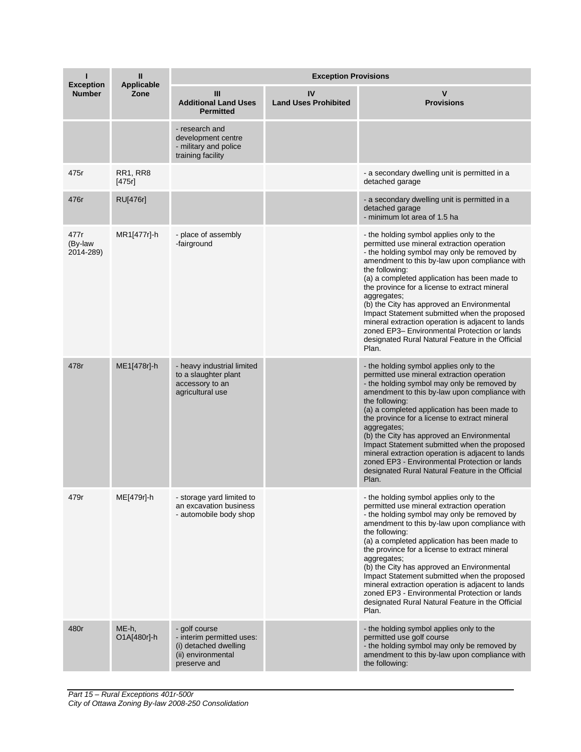| I<br>Exception Number | II<br>Applicable Zone | Exception Provisions | | |
|---|---|---|---|---|
| | | III<br>Additional Land Uses Permitted | IV<br>Land Uses Prohibited | V<br>Provisions |
| | | - research and development centre<br>- military and police training facility | | |
| 475r | RR1, RR8 [475r] | | | - a secondary dwelling unit is permitted in a detached garage |
| 476r | RU[476r] | | | - a secondary dwelling unit is permitted in a detached garage<br>- minimum lot area of 1.5 ha |
| 477r (By-law 2014-289) | MR1[477r]-h | - place of assembly<br>-fairground | | - the holding symbol applies only to the permitted use mineral extraction operation<br>- the holding symbol may only be removed by amendment to this by-law upon compliance with the following:<br>(a) a completed application has been made to the province for a license to extract mineral aggregates;<br>(b) the City has approved an Environmental Impact Statement submitted when the proposed mineral extraction operation is adjacent to lands zoned EP3– Environmental Protection or lands designated Rural Natural Feature in the Official Plan. |
| 478r | ME1[478r]-h | - heavy industrial limited to a slaughter plant accessory to an agricultural use | | - the holding symbol applies only to the permitted use mineral extraction operation<br>- the holding symbol may only be removed by amendment to this by-law upon compliance with the following:<br>(a) a completed application has been made to the province for a license to extract mineral aggregates;<br>(b) the City has approved an Environmental Impact Statement submitted when the proposed mineral extraction operation is adjacent to lands zoned EP3 - Environmental Protection or lands designated Rural Natural Feature in the Official Plan. |
| 479r | ME[479r]-h | - storage yard limited to an excavation business<br>- automobile body shop | | - the holding symbol applies only to the permitted use mineral extraction operation<br>- the holding symbol may only be removed by amendment to this by-law upon compliance with the following:<br>(a) a completed application has been made to the province for a license to extract mineral aggregates;<br>(b) the City has approved an Environmental Impact Statement submitted when the proposed mineral extraction operation is adjacent to lands zoned EP3 - Environmental Protection or lands designated Rural Natural Feature in the Official Plan. |
| 480r | ME-h, O1A[480r]-h | - golf course<br>- interim permitted uses:<br>(i) detached dwelling<br>(ii) environmental preserve and | | - the holding symbol applies only to the permitted use golf course<br>- the holding symbol may only be removed by amendment to this by-law upon compliance with the following: |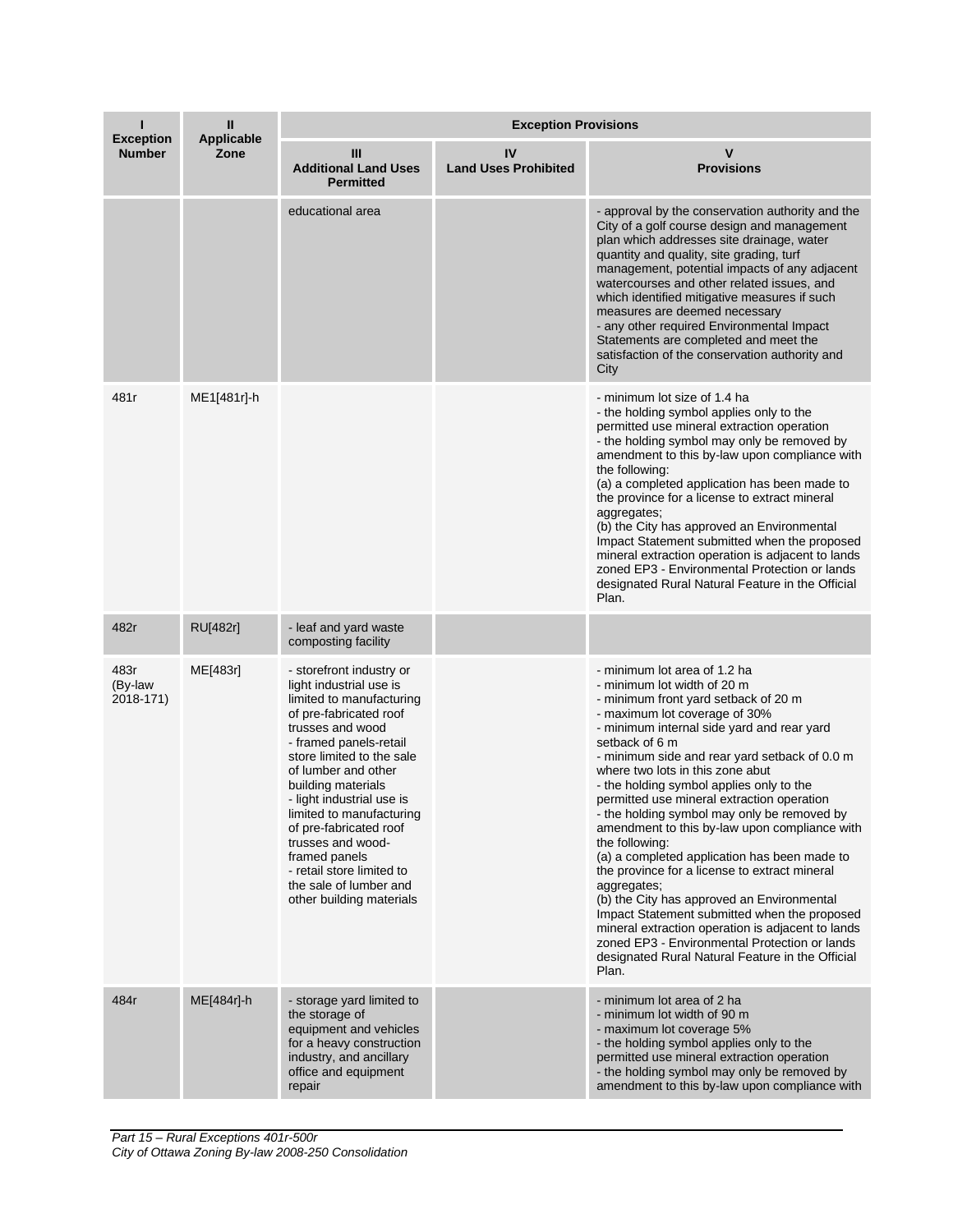| I<br>Exception Number | II<br>Applicable Zone | Exception Provisions | | |
|---|---|---|---|---|
| | | III<br>Additional Land Uses Permitted | IV<br>Land Uses Prohibited | V<br>Provisions |
| | | educational area | | - approval by the conservation authority and the City of a golf course design and management plan which addresses site drainage, water quantity and quality, site grading, turf management, potential impacts of any adjacent watercourses and other related issues, and which identified mitigative measures if such measures are deemed necessary<br>- any other required Environmental Impact Statements are completed and meet the satisfaction of the conservation authority and City |
| 481r | ME1[481r]-h | | | - minimum lot size of 1.4 ha<br>- the holding symbol applies only to the permitted use mineral extraction operation<br>- the holding symbol may only be removed by amendment to this by-law upon compliance with the following:<br>(a) a completed application has been made to the province for a license to extract mineral aggregates;<br>(b) the City has approved an Environmental Impact Statement submitted when the proposed mineral extraction operation is adjacent to lands zoned EP3 - Environmental Protection or lands designated Rural Natural Feature in the Official Plan. |
| 482r | RU[482r] | - leaf and yard waste composting facility | | |
| 483r (By-law 2018-171) | ME[483r] | - storefront industry or light industrial use is limited to manufacturing of pre-fabricated roof trusses and wood<br>- framed panels-retail store limited to the sale of lumber and other building materials<br>- light industrial use is limited to manufacturing of pre-fabricated roof trusses and wood-framed panels<br>- retail store limited to the sale of lumber and other building materials | | - minimum lot area of 1.2 ha<br>- minimum lot width of 20 m<br>- minimum front yard setback of 20 m<br>- maximum lot coverage of 30%<br>- minimum internal side yard and rear yard setback of 6 m<br>- minimum side and rear yard setback of 0.0 m where two lots in this zone abut<br>- the holding symbol applies only to the permitted use mineral extraction operation<br>- the holding symbol may only be removed by amendment to this by-law upon compliance with the following:<br>(a) a completed application has been made to the province for a license to extract mineral aggregates;<br>(b) the City has approved an Environmental Impact Statement submitted when the proposed mineral extraction operation is adjacent to lands zoned EP3 - Environmental Protection or lands designated Rural Natural Feature in the Official Plan. |
| 484r | ME[484r]-h | - storage yard limited to the storage of equipment and vehicles for a heavy construction industry, and ancillary office and equipment repair | | - minimum lot area of 2 ha<br>- minimum lot width of 90 m<br>- maximum lot coverage 5%<br>- the holding symbol applies only to the permitted use mineral extraction operation<br>- the holding symbol may only be removed by amendment to this by-law upon compliance with |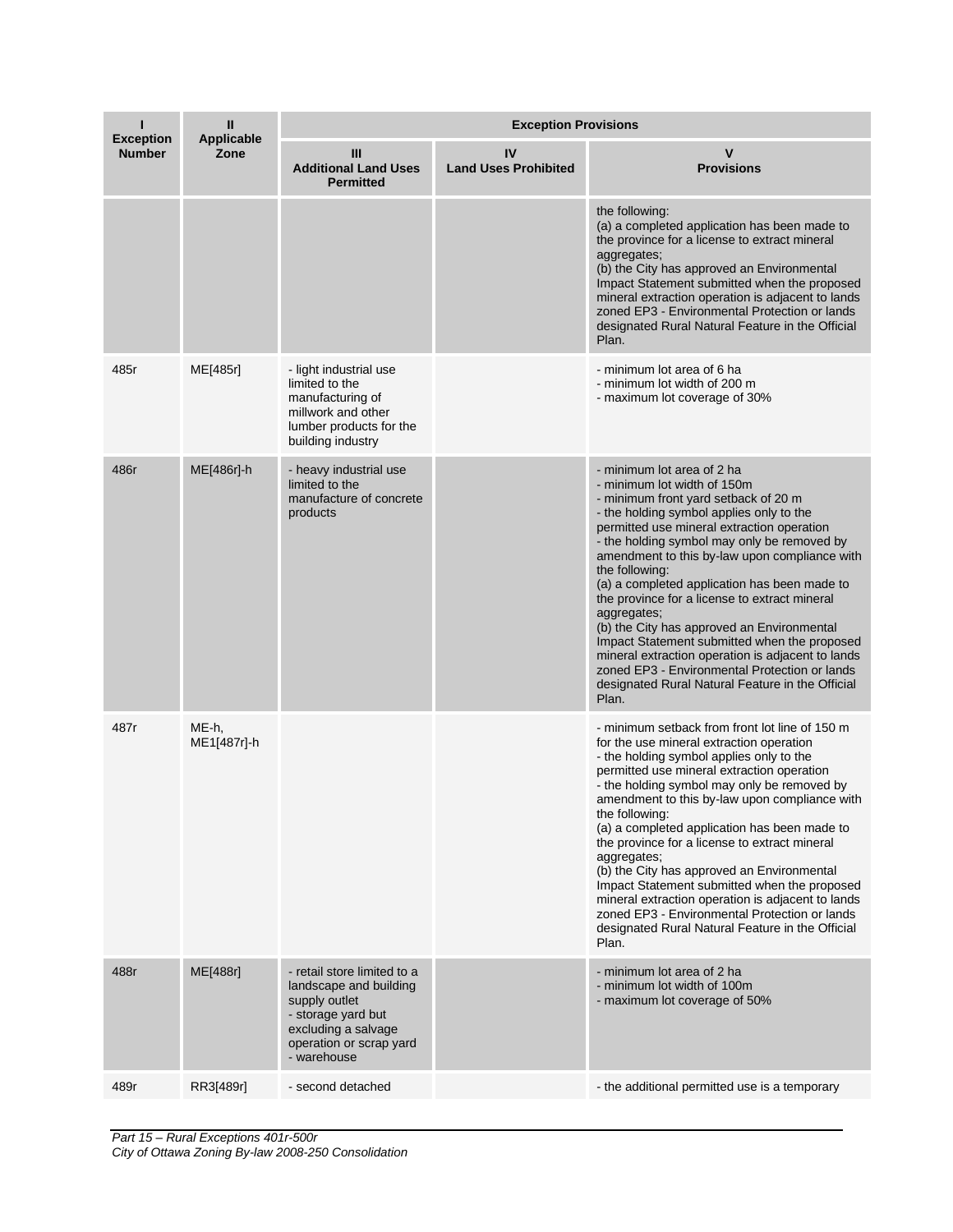| I<br>Exception Number | II<br>Applicable Zone | Exception Provisions | | |
|---|---|---|---|---|
| | | III<br>Additional Land Uses Permitted | IV<br>Land Uses Prohibited | V<br>Provisions |
| | | | | the following:<br>(a) a completed application has been made to the province for a license to extract mineral aggregates;<br>(b) the City has approved an Environmental Impact Statement submitted when the proposed mineral extraction operation is adjacent to lands zoned EP3 - Environmental Protection or lands designated Rural Natural Feature in the Official Plan. |
| 485r | ME[485r] | - light industrial use limited to the manufacturing of millwork and other lumber products for the building industry | | - minimum lot area of 6 ha<br>- minimum lot width of 200 m<br>- maximum lot coverage of 30% |
| 486r | ME[486r]-h | - heavy industrial use limited to the manufacture of concrete products | | - minimum lot area of 2 ha<br>- minimum lot width of 150m<br>- minimum front yard setback of 20 m<br>- the holding symbol applies only to the permitted use mineral extraction operation<br>- the holding symbol may only be removed by amendment to this by-law upon compliance with the following:<br>(a) a completed application has been made to the province for a license to extract mineral aggregates;<br>(b) the City has approved an Environmental Impact Statement submitted when the proposed mineral extraction operation is adjacent to lands zoned EP3 - Environmental Protection or lands designated Rural Natural Feature in the Official Plan. |
| 487r | ME-h, ME1[487r]-h | | | - minimum setback from front lot line of 150 m for the use mineral extraction operation<br>- the holding symbol applies only to the permitted use mineral extraction operation<br>- the holding symbol may only be removed by amendment to this by-law upon compliance with the following:<br>(a) a completed application has been made to the province for a license to extract mineral aggregates;<br>(b) the City has approved an Environmental Impact Statement submitted when the proposed mineral extraction operation is adjacent to lands zoned EP3 - Environmental Protection or lands designated Rural Natural Feature in the Official Plan. |
| 488r | ME[488r] | - retail store limited to a landscape and building supply outlet<br>- storage yard but excluding a salvage operation or scrap yard<br>- warehouse | | - minimum lot area of 2 ha<br>- minimum lot width of 100m<br>- maximum lot coverage of 50% |
| 489r | RR3[489r] | - second detached | | - the additional permitted use is a temporary |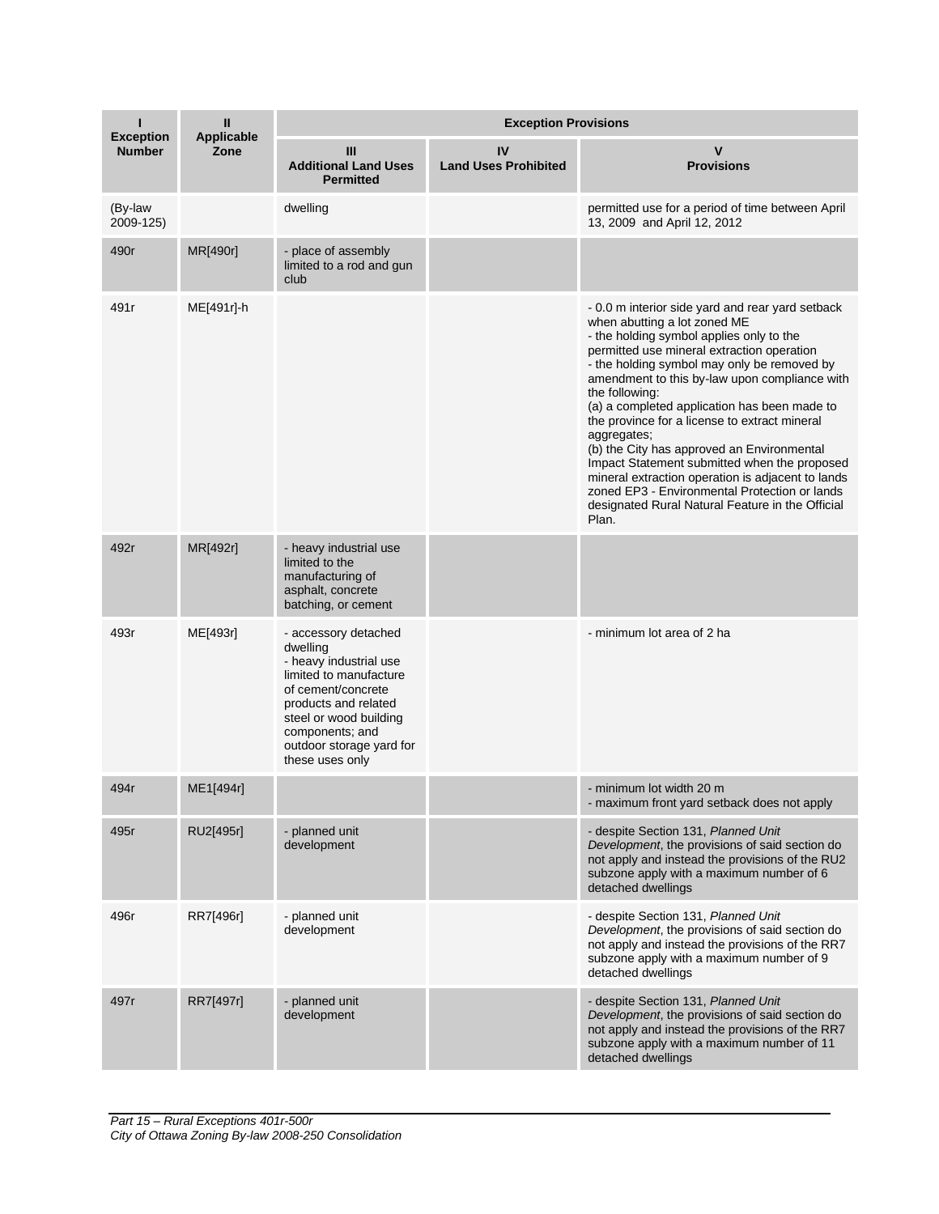| I<br>Exception Number | II<br>Applicable Zone | Exception Provisions | | |
|---|---|---|---|---|
| | | III<br>Additional Land Uses Permitted | IV<br>Land Uses Prohibited | V<br>Provisions |
| (By-law 2009-125) | | dwelling | | permitted use for a period of time between April 13, 2009 and April 12, 2012 |
| 490r | MR[490r] | - place of assembly limited to a rod and gun club | | |
| 491r | ME[491r]-h | | | - 0.0 m interior side yard and rear yard setback when abutting a lot zoned ME<br>- the holding symbol applies only to the permitted use mineral extraction operation<br>- the holding symbol may only be removed by amendment to this by-law upon compliance with the following:<br>(a) a completed application has been made to the province for a license to extract mineral aggregates;<br>(b) the City has approved an Environmental Impact Statement submitted when the proposed mineral extraction operation is adjacent to lands zoned EP3 - Environmental Protection or lands designated Rural Natural Feature in the Official Plan. |
| 492r | MR[492r] | - heavy industrial use limited to the manufacturing of asphalt, concrete batching, or cement | | |
| 493r | ME[493r] | - accessory detached dwelling<br>- heavy industrial use limited to manufacture of cement/concrete products and related steel or wood building components; and outdoor storage yard for these uses only | | - minimum lot area of 2 ha |
| 494r | ME1[494r] | | | - minimum lot width 20 m<br>- maximum front yard setback does not apply |
| 495r | RU2[495r] | - planned unit development | | - despite Section 131, *Planned Unit Development*, the provisions of said section do not apply and instead the provisions of the RU2 subzone apply with a maximum number of 6 detached dwellings |
| 496r | RR7[496r] | - planned unit development | | - despite Section 131, *Planned Unit Development*, the provisions of said section do not apply and instead the provisions of the RR7 subzone apply with a maximum number of 9 detached dwellings |
| 497r | RR7[497r] | - planned unit development | | - despite Section 131, *Planned Unit Development*, the provisions of said section do not apply and instead the provisions of the RR7 subzone apply with a maximum number of 11 detached dwellings |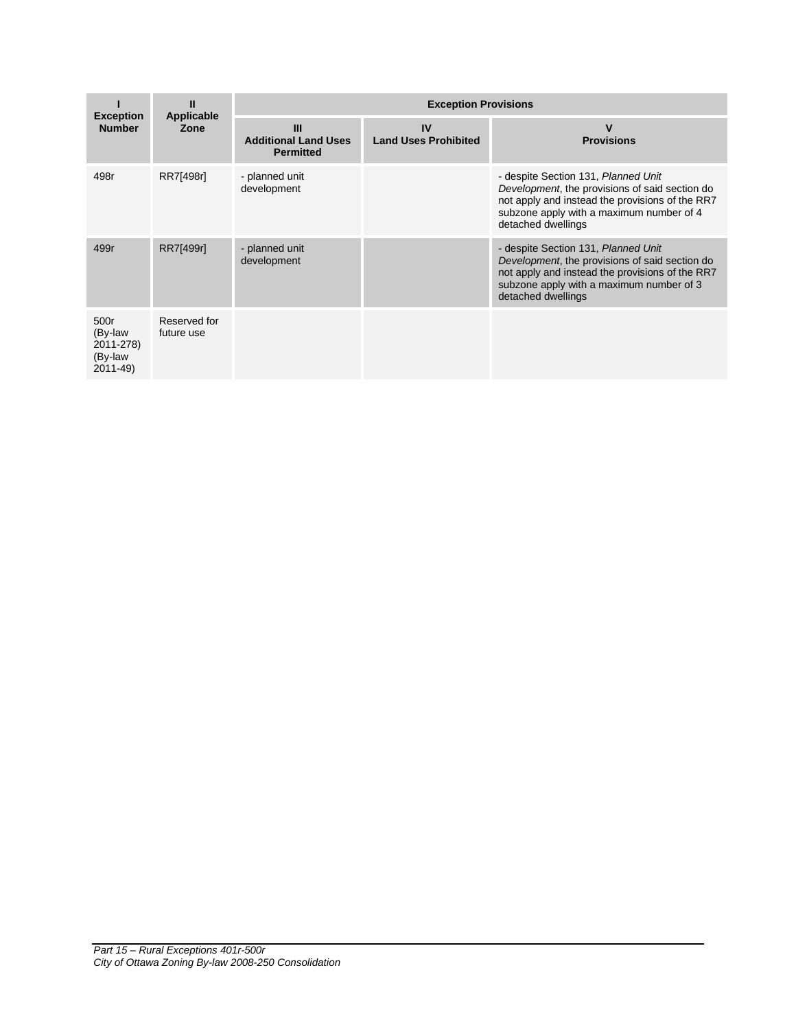| I Exception Number | II Applicable Zone | Exception Provisions | | |
|---|---|---|---|---|
| | | III Additional Land Uses Permitted | IV Land Uses Prohibited | V Provisions |
| 498r | RR7[498r] | - planned unit development | | - despite Section 131, *Planned Unit Development*, the provisions of said section do not apply and instead the provisions of the RR7 subzone apply with a maximum number of 4 detached dwellings |
| 499r | RR7[499r] | - planned unit development | | - despite Section 131, *Planned Unit Development*, the provisions of said section do not apply and instead the provisions of the RR7 subzone apply with a maximum number of 3 detached dwellings |
| 500r (By-law 2011-278) (By-law 2011-49) | Reserved for future use | | | |